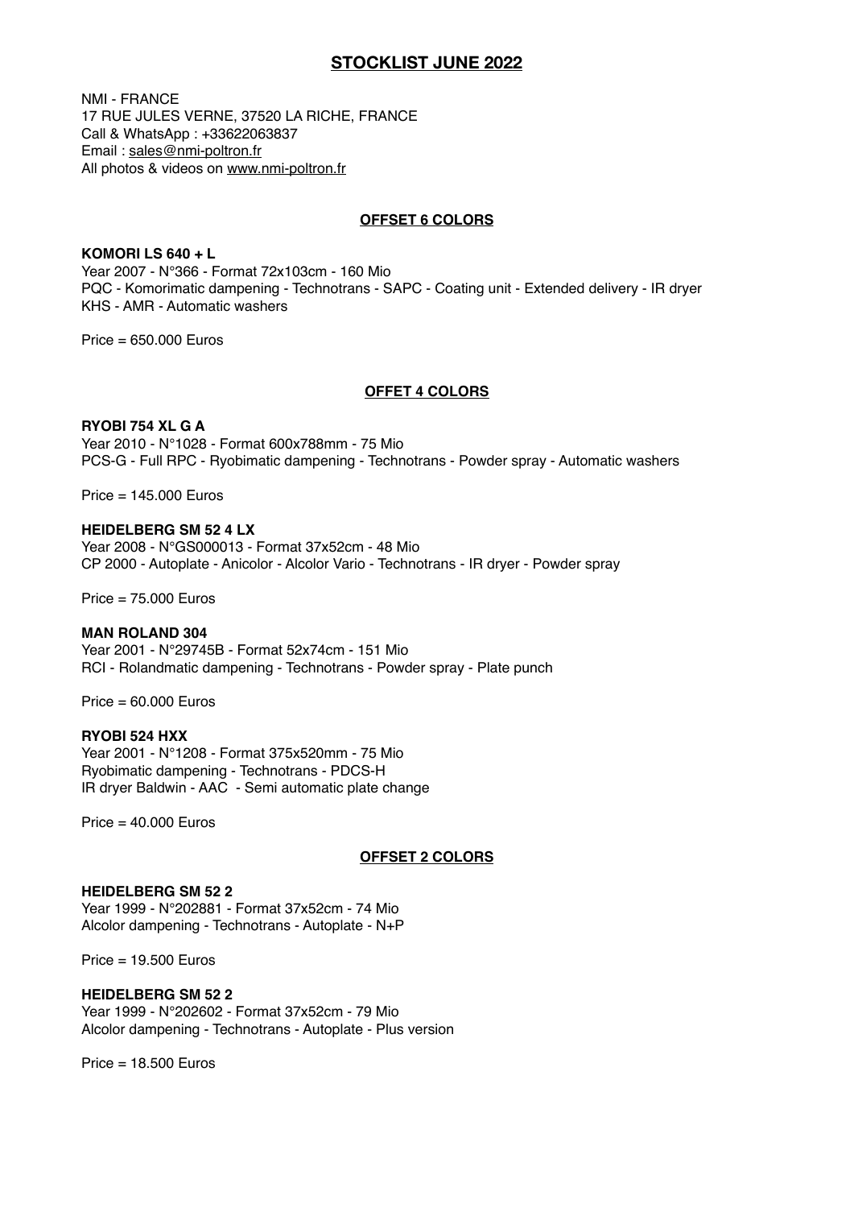# STOCKLIST JUNE 2022

NMI - FRANCE
17 RUE JULES VERNE, 37520 LA RICHE, FRANCE
Call & WhatsApp : +33622063837
Email : sales@nmi-poltron.fr
All photos & videos on www.nmi-poltron.fr

## OFFSET 6 COLORS

**KOMORI LS 640 + L**
Year 2007 - N°366 - Format 72x103cm - 160 Mio
PQC - Komorimatic dampening - Technotrans - SAPC - Coating unit - Extended delivery - IR dryer
KHS - AMR - Automatic washers

Price = 650.000 Euros

## OFFET 4 COLORS

**RYOBI 754 XL G A**
Year 2010 - N°1028 - Format 600x788mm - 75 Mio
PCS-G - Full RPC - Ryobimatic dampening - Technotrans - Powder spray - Automatic washers

Price = 145.000 Euros

**HEIDELBERG SM 52 4 LX**
Year 2008 - N°GS000013 - Format 37x52cm - 48 Mio
CP 2000 - Autoplate - Anicolor - Alcolor Vario - Technotrans - IR dryer - Powder spray

Price = 75.000 Euros

**MAN ROLAND 304**
Year 2001 - N°29745B - Format 52x74cm - 151 Mio
RCI - Rolandmatic dampening - Technotrans - Powder spray - Plate punch

Price = 60.000 Euros

**RYOBI 524 HXX**
Year 2001 - N°1208 - Format 375x520mm - 75 Mio
Ryobimatic dampening - Technotrans - PDCS-H
IR dryer Baldwin - AAC - Semi automatic plate change

Price = 40.000 Euros

## OFFSET 2 COLORS

**HEIDELBERG SM 52 2**
Year 1999 - N°202881 - Format 37x52cm - 74 Mio
Alcolor dampening - Technotrans - Autoplate - N+P

Price = 19.500 Euros

**HEIDELBERG SM 52 2**
Year 1999 - N°202602 - Format 37x52cm - 79 Mio
Alcolor dampening - Technotrans - Autoplate - Plus version

Price = 18.500 Euros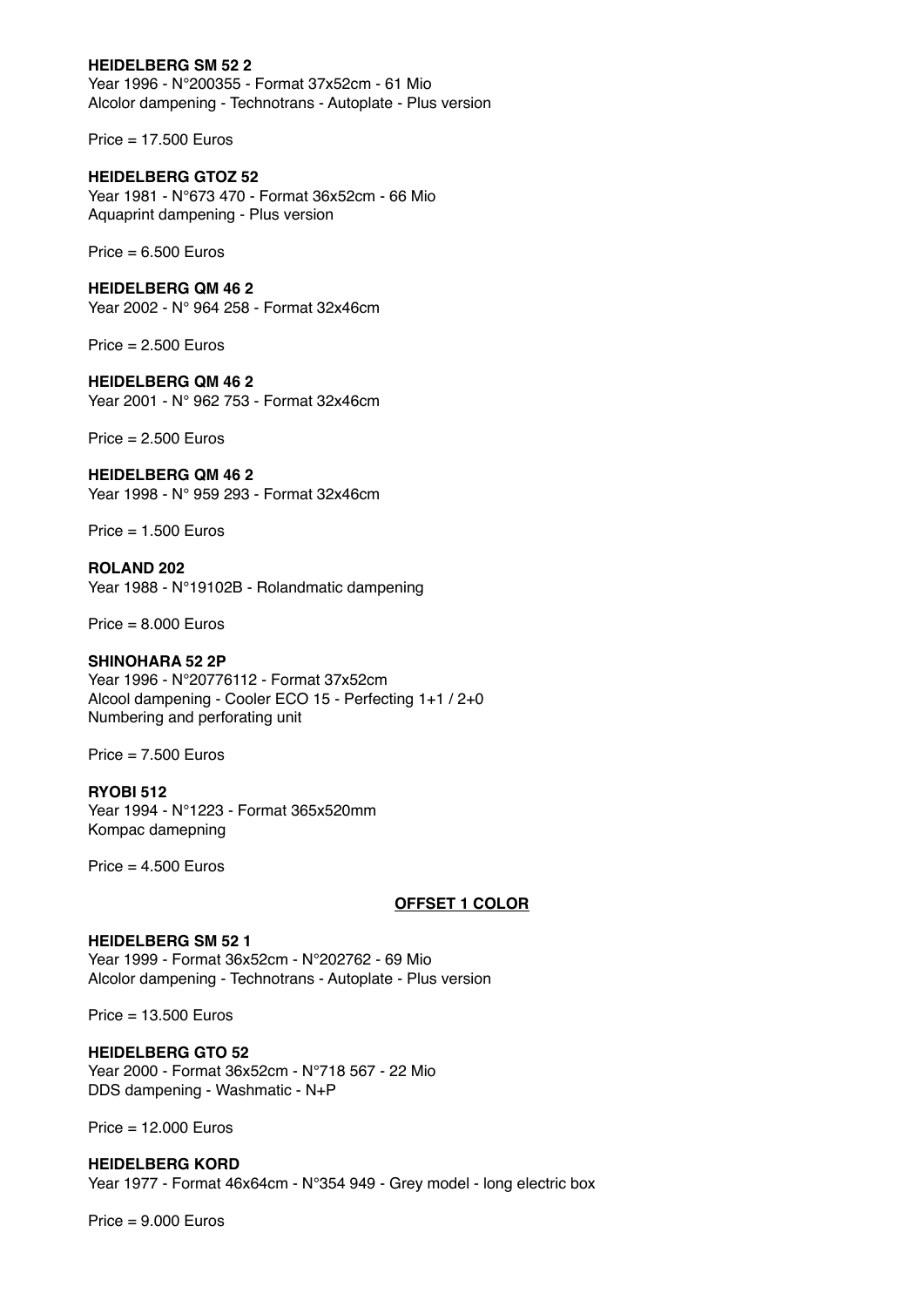**HEIDELBERG SM 52 2**
Year 1996 - N°200355 - Format 37x52cm - 61 Mio
Alcolor dampening - Technotrans - Autoplate - Plus version

Price = 17.500 Euros

**HEIDELBERG GTOZ 52**
Year 1981 - N°673 470 - Format 36x52cm - 66 Mio
Aquaprint dampening - Plus version

Price = 6.500 Euros

**HEIDELBERG QM 46 2**
Year 2002 - N° 964 258 - Format 32x46cm

Price = 2.500 Euros

**HEIDELBERG QM 46 2**
Year 2001 - N° 962 753 - Format 32x46cm

Price = 2.500 Euros

**HEIDELBERG QM 46 2**
Year 1998 - N° 959 293 - Format 32x46cm

Price = 1.500 Euros

**ROLAND 202**
Year 1988 - N°19102B - Rolandmatic dampening

Price = 8.000 Euros

**SHINOHARA 52 2P**
Year 1996 - N°20776112 - Format 37x52cm
Alcool dampening - Cooler ECO 15 - Perfecting 1+1 / 2+0
Numbering and perforating unit

Price = 7.500 Euros

**RYOBI 512**
Year 1994 - N°1223 - Format 365x520mm
Kompac damepning

Price = 4.500 Euros

## OFFSET 1 COLOR

**HEIDELBERG SM 52 1**
Year 1999 - Format 36x52cm - N°202762 - 69 Mio
Alcolor dampening - Technotrans - Autoplate - Plus version

Price = 13.500 Euros

**HEIDELBERG GTO 52**
Year 2000 - Format 36x52cm - N°718 567 - 22 Mio
DDS dampening - Washmatic - N+P

Price = 12.000 Euros

**HEIDELBERG KORD**
Year 1977 - Format 46x64cm - N°354 949 - Grey model - long electric box

Price = 9.000 Euros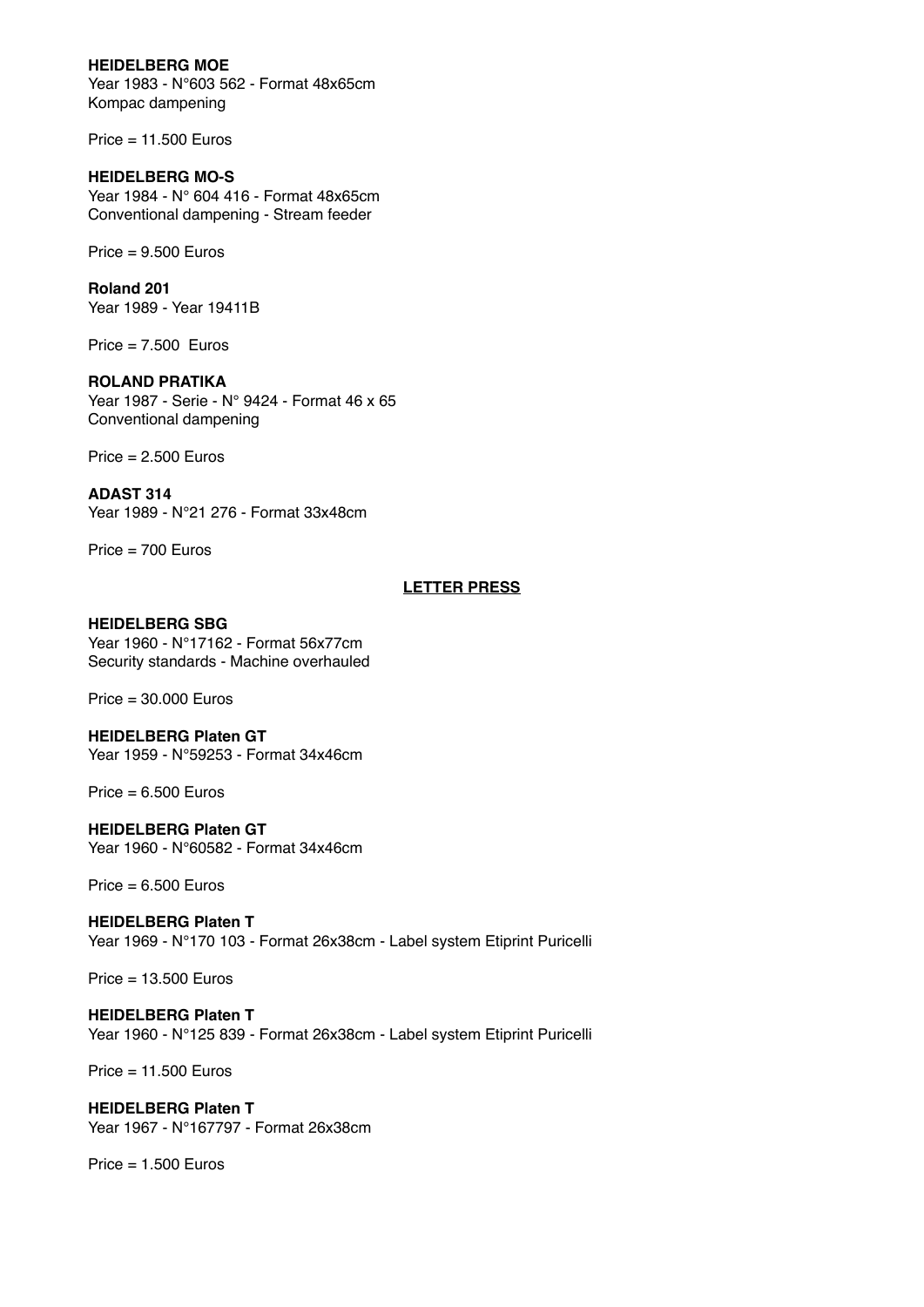**HEIDELBERG MOE**
Year 1983 - N°603 562 - Format 48x65cm
Kompac dampening

Price = 11.500 Euros

**HEIDELBERG MO-S**
Year 1984 - N° 604 416 - Format 48x65cm
Conventional dampening - Stream feeder

Price = 9.500 Euros

**Roland 201**
Year 1989 - Year 19411B

Price = 7.500  Euros

**ROLAND PRATIKA**
Year 1987 - Serie - N° 9424 - Format 46 x 65
Conventional dampening

Price = 2.500 Euros

**ADAST 314**
Year 1989 - N°21 276 - Format 33x48cm

Price = 700 Euros

## LETTER PRESS

**HEIDELBERG SBG**
Year 1960 - N°17162 - Format 56x77cm
Security standards - Machine overhauled

Price = 30.000 Euros

**HEIDELBERG Platen GT**
Year 1959 - N°59253 - Format 34x46cm

Price = 6.500 Euros

**HEIDELBERG Platen GT**
Year 1960 - N°60582 - Format 34x46cm

Price = 6.500 Euros

**HEIDELBERG Platen T**
Year 1969 - N°170 103 - Format 26x38cm - Label system Etiprint Puricelli

Price = 13.500 Euros

**HEIDELBERG Platen T**
Year 1960 - N°125 839 - Format 26x38cm - Label system Etiprint Puricelli

Price = 11.500 Euros

**HEIDELBERG Platen T**
Year 1967 - N°167797 - Format 26x38cm

Price = 1.500 Euros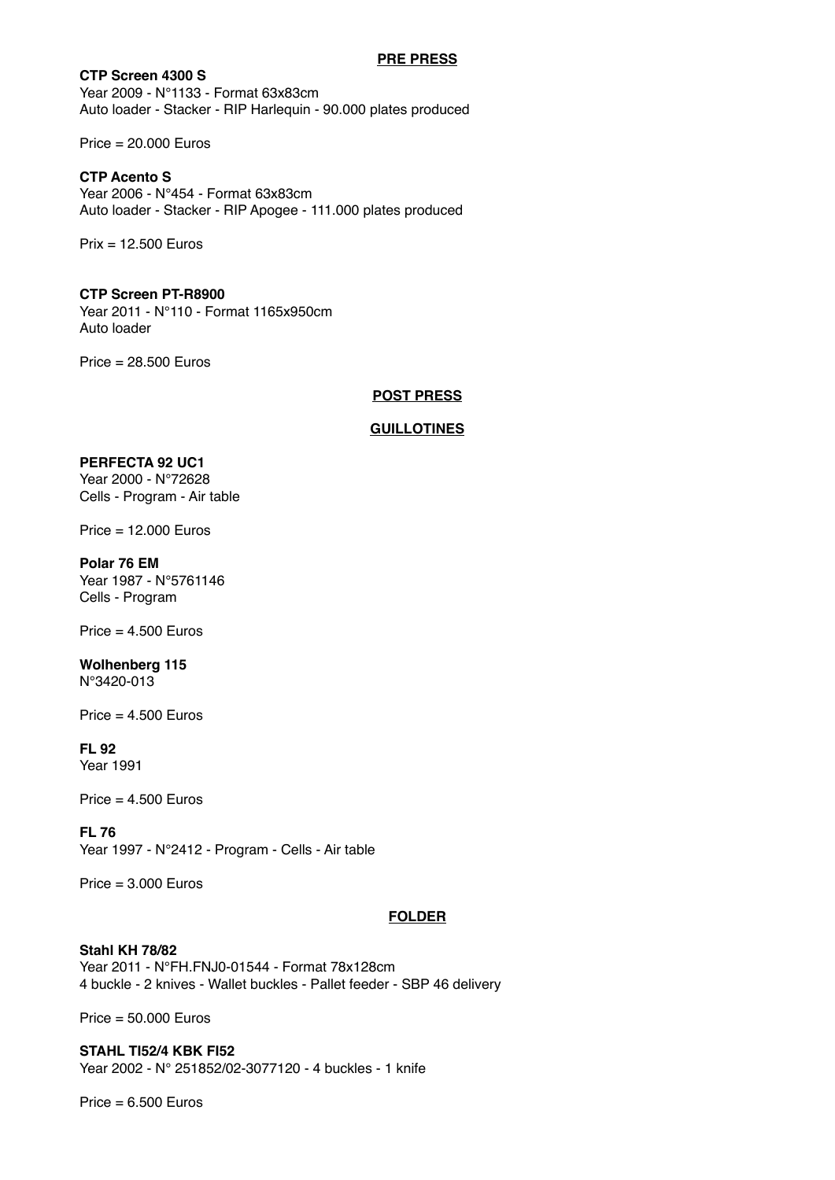## PRE PRESS

**CTP Screen 4300 S**
Year 2009 - N°1133 - Format 63x83cm
Auto loader - Stacker - RIP Harlequin - 90.000 plates produced

Price = 20.000 Euros

**CTP Acento S**
Year 2006 - N°454 - Format 63x83cm
Auto loader - Stacker - RIP Apogee - 111.000 plates produced

Prix = 12.500 Euros

**CTP Screen PT-R8900**
Year 2011 - N°110 - Format 1165x950cm
Auto loader

Price = 28.500 Euros

## POST PRESS

### GUILLOTINES

**PERFECTA 92 UC1**
Year 2000 - N°72628
Cells - Program - Air table

Price = 12.000 Euros

**Polar 76 EM**
Year 1987 - N°5761146
Cells - Program

Price = 4.500 Euros

**Wolhenberg 115**
N°3420-013

Price = 4.500 Euros

**FL 92**
Year 1991

Price = 4.500 Euros

**FL 76**
Year 1997 - N°2412 - Program - Cells - Air table

Price = 3.000 Euros

### FOLDER

**Stahl KH 78/82**
Year 2011 - N°FH.FNJ0-01544 - Format 78x128cm
4 buckle - 2 knives - Wallet buckles - Pallet feeder - SBP 46 delivery

Price = 50.000 Euros

**STAHL TI52/4 KBK FI52**
Year 2002 - N° 251852/02-3077120 - 4 buckles - 1 knife

Price = 6.500 Euros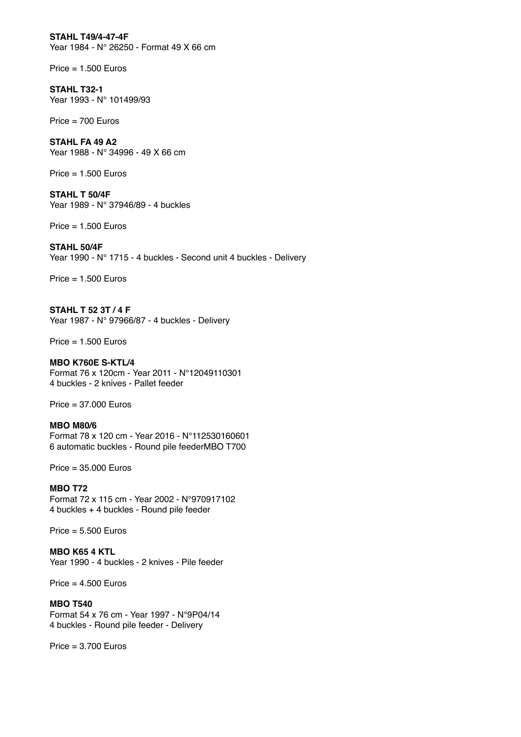**STAHL T49/4-47-4F**
Year 1984 - N° 26250 - Format 49 X 66 cm

Price = 1.500 Euros

**STAHL T32-1**
Year 1993 - N° 101499/93

Price = 700 Euros

**STAHL FA 49 A2**
Year 1988 - N° 34996 - 49 X 66 cm

Price = 1.500 Euros

**STAHL T 50/4F**
Year 1989 - N° 37946/89 - 4 buckles

Price = 1.500 Euros

**STAHL 50/4F**
Year 1990 - N° 1715 - 4 buckles - Second unit 4 buckles - Delivery

Price = 1.500 Euros

**STAHL T 52 3T / 4 F**
Year 1987 - N° 97966/87 - 4 buckles - Delivery

Price = 1.500 Euros

**MBO K760E S-KTL/4**
Format 76 x 120cm - Year 2011 - N°12049110301
4 buckles - 2 knives - Pallet feeder

Price = 37.000 Euros

**MBO M80/6**
Format 78 x 120 cm - Year 2016 - N°112530160601
6 automatic buckles - Round pile feederMBO T700

Price = 35.000 Euros

**MBO T72**
Format 72 x 115 cm - Year 2002 - N°970917102
4 buckles + 4 buckles - Round pile feeder

Price = 5.500 Euros

**MBO K65 4 KTL**
Year 1990 - 4 buckles - 2 knives - Pile feeder

Price = 4.500 Euros

**MBO T540**
Format 54 x 76 cm - Year 1997 - N°9P04/14
4 buckles - Round pile feeder - Delivery

Price = 3.700 Euros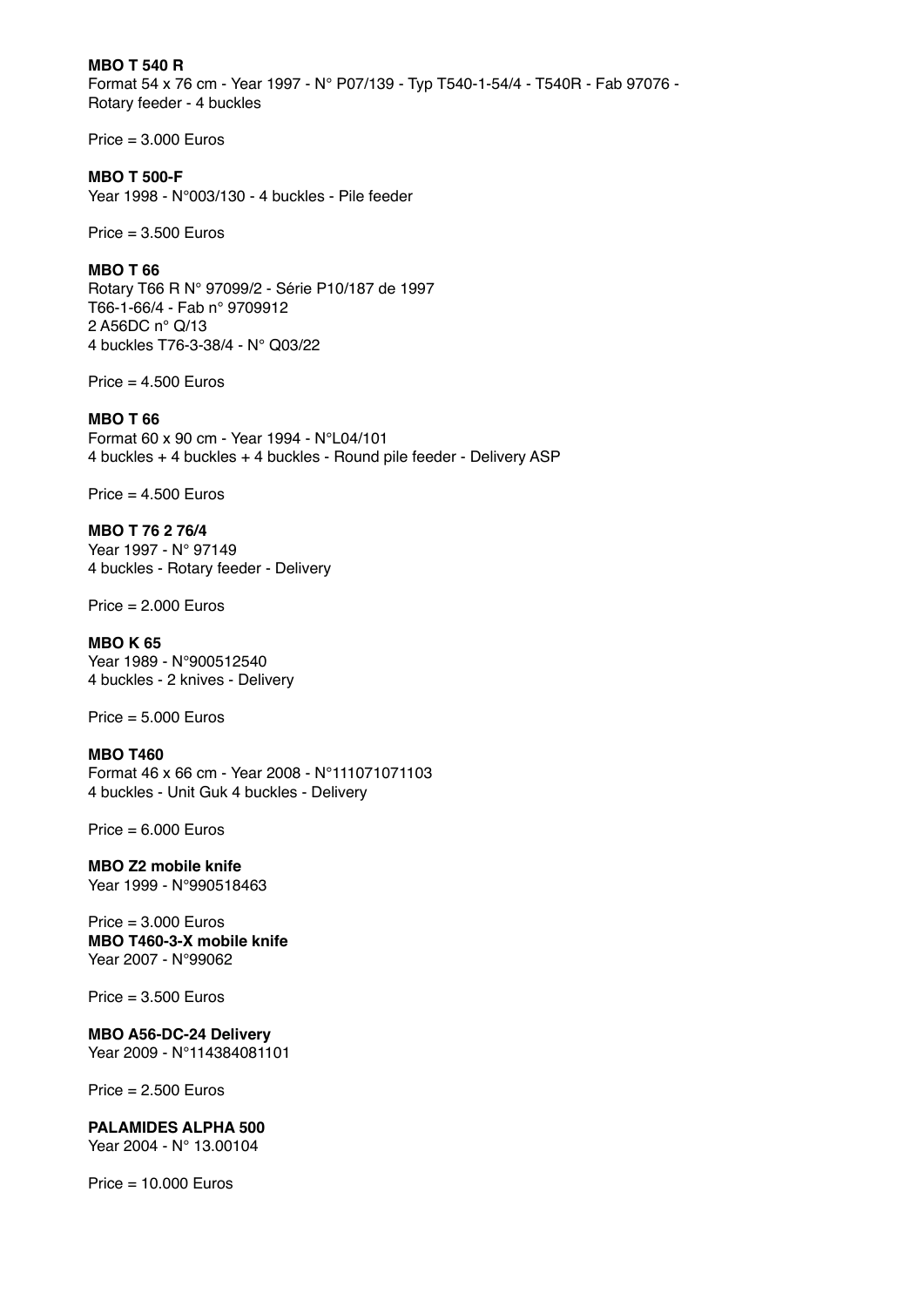**MBO T 540 R**
Format 54 x 76 cm - Year 1997 - N° P07/139 - Typ T540-1-54/4 - T540R - Fab 97076 - Rotary feeder - 4 buckles

Price = 3.000 Euros

**MBO T 500-F**
Year 1998 - N°003/130 - 4 buckles - Pile feeder

Price = 3.500 Euros

**MBO T 66**
Rotary T66 R N° 97099/2 - Série P10/187 de 1997
T66-1-66/4 - Fab n° 9709912
2 A56DC n° Q/13
4 buckles T76-3-38/4 - N° Q03/22

Price = 4.500 Euros

**MBO T 66**
Format 60 x 90 cm - Year 1994 - N°L04/101
4 buckles + 4 buckles + 4 buckles - Round pile feeder - Delivery ASP

Price = 4.500 Euros

**MBO T 76 2 76/4**
Year 1997 - N° 97149
4 buckles - Rotary feeder - Delivery

Price = 2.000 Euros

**MBO K 65**
Year 1989 - N°900512540
4 buckles - 2 knives - Delivery

Price = 5.000 Euros

**MBO T460**
Format 46 x 66 cm - Year 2008 - N°111071071103
4 buckles - Unit Guk 4 buckles - Delivery

Price = 6.000 Euros

**MBO Z2 mobile knife**
Year 1999 - N°990518463

Price = 3.000 Euros

**MBO T460-3-X mobile knife**
Year 2007 - N°99062

Price = 3.500 Euros

**MBO A56-DC-24 Delivery**
Year 2009 - N°114384081101

Price = 2.500 Euros

**PALAMIDES ALPHA 500**
Year 2004 - N° 13.00104

Price = 10.000 Euros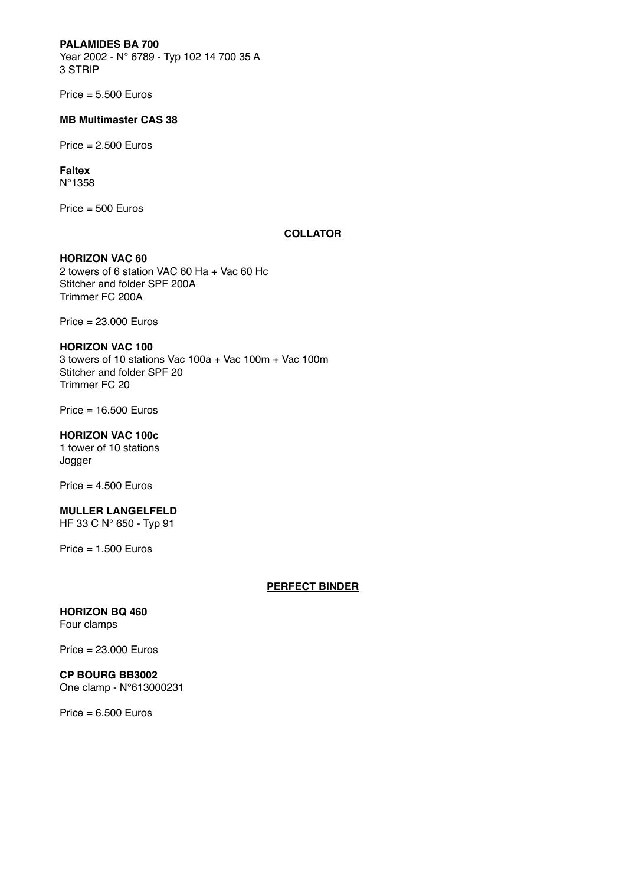**PALAMIDES BA 700**
Year 2002 - N° 6789 - Typ 102 14 700 35 A
3 STRIP

Price = 5.500 Euros

**MB Multimaster CAS 38**

Price = 2.500 Euros

**Faltex**
N°1358

Price = 500 Euros

## COLLATOR

**HORIZON VAC 60**
2 towers of 6 station VAC 60 Ha + Vac 60 Hc
Stitcher and folder SPF 200A
Trimmer FC 200A

Price = 23.000 Euros

**HORIZON VAC 100**
3 towers of 10 stations Vac 100a + Vac 100m + Vac 100m
Stitcher and folder SPF 20
Trimmer FC 20

Price = 16.500 Euros

**HORIZON VAC 100c**
1 tower of 10 stations
Jogger

Price = 4.500 Euros

**MULLER LANGELFELD**
HF 33 C N° 650 - Typ 91

Price = 1.500 Euros

## PERFECT BINDER

**HORIZON BQ 460**
Four clamps

Price = 23.000 Euros

**CP BOURG BB3002**
One clamp - N°613000231

Price = 6.500 Euros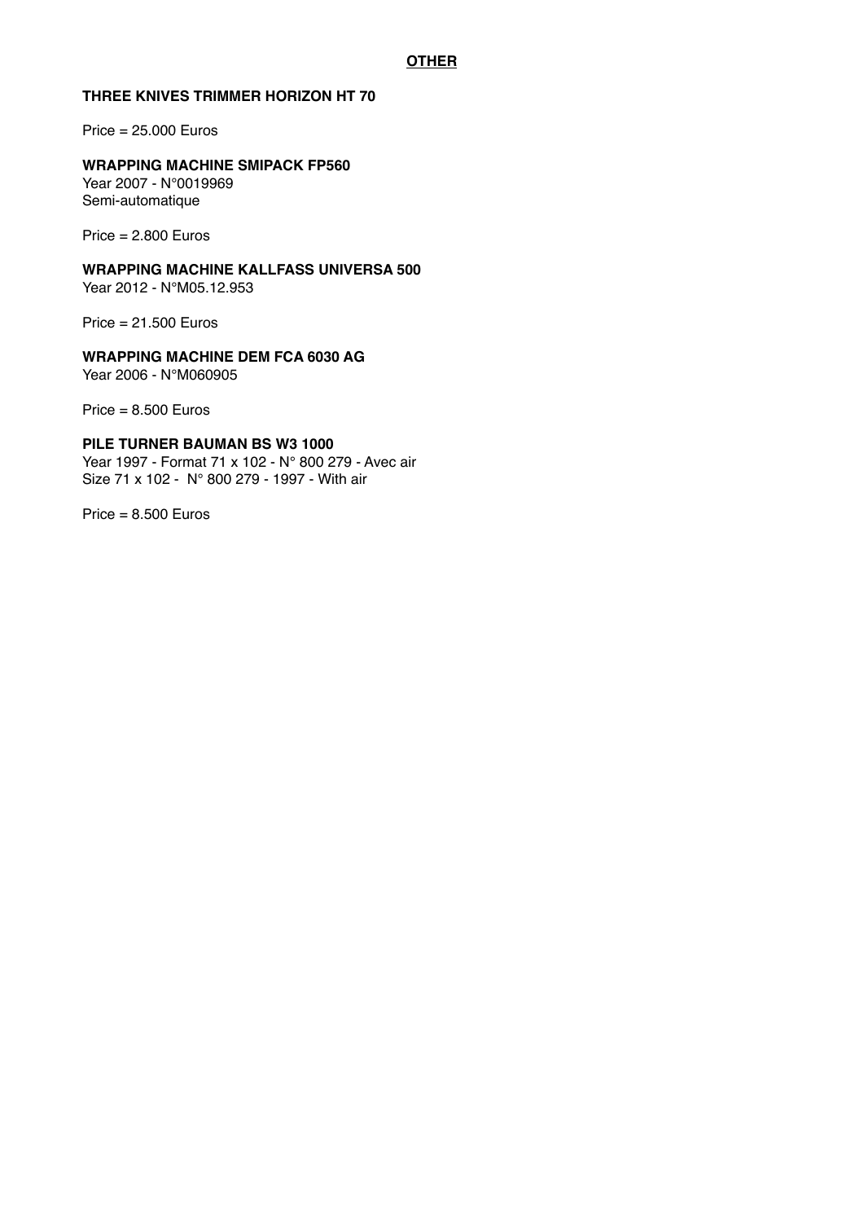## OTHER

### THREE KNIVES TRIMMER HORIZON HT 70

Price = 25.000 Euros

### WRAPPING MACHINE SMIPACK FP560

Year 2007 - N°0019969
Semi-automatique

Price = 2.800 Euros

### WRAPPING MACHINE KALLFASS UNIVERSA 500

Year 2012 - N°M05.12.953

Price = 21.500 Euros

### WRAPPING MACHINE DEM FCA 6030 AG

Year 2006 - N°M060905

Price = 8.500 Euros

### PILE TURNER BAUMAN BS W3 1000

Year 1997 - Format 71 x 102 - N° 800 279 - Avec air
Size 71 x 102 - N° 800 279 - 1997 - With air

Price = 8.500 Euros